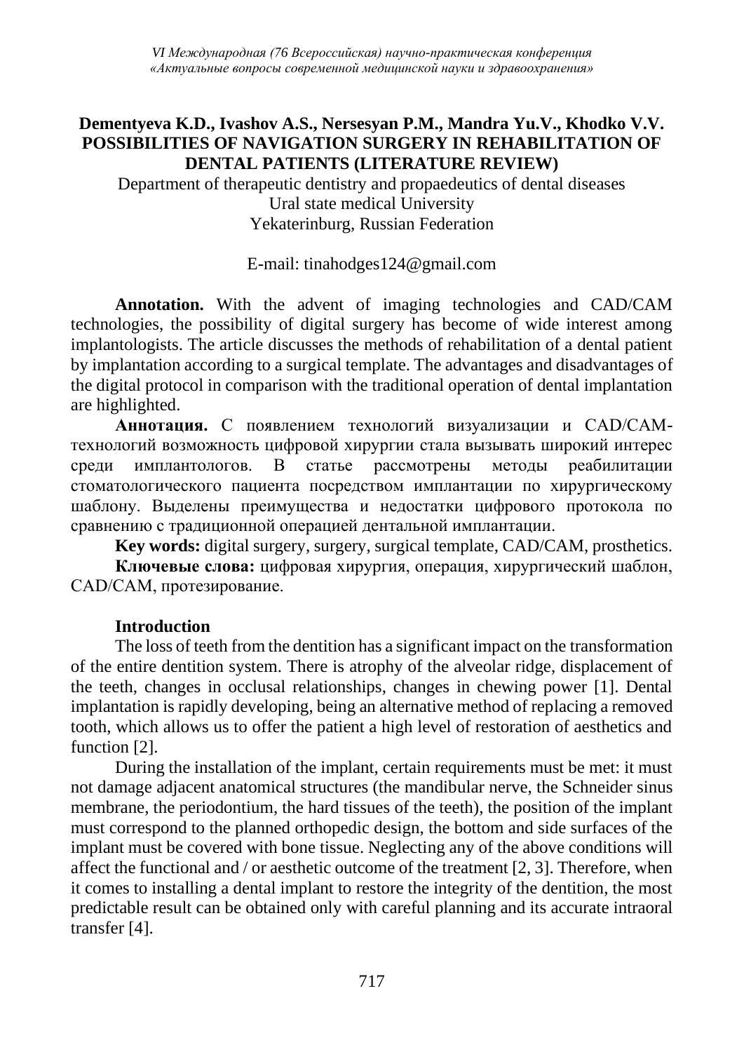**Dementyeva K.D., Ivashov A.S., Nersesyan P.M., Mandra Yu.V., Khodko V.V.**
**POSSIBILITIES OF NAVIGATION SURGERY IN REHABILITATION OF DENTAL PATIENTS (LITERATURE REVIEW)**

Department of therapeutic dentistry and propaedeutics of dental diseases
Ural state medical University
Yekaterinburg, Russian Federation

E-mail: tinahodges124@gmail.com

**Annotation.** With the advent of imaging technologies and CAD/CAM technologies, the possibility of digital surgery has become of wide interest among implantologists. The article discusses the methods of rehabilitation of a dental patient by implantation according to a surgical template. The advantages and disadvantages of the digital protocol in comparison with the traditional operation of dental implantation are highlighted.

**Аннотация.** С появлением технологий визуализации и CAD/CAM-технологий возможность цифровой хирургии стала вызывать широкий интерес среди имплантологов. В статье рассмотрены методы реабилитации стоматологического пациента посредством имплантации по хирургическому шаблону. Выделены преимущества и недостатки цифрового протокола по сравнению с традиционной операцией дентальной имплантации.

**Key words:** digital surgery, surgery, surgical template, CAD/CAM, prosthetics.

**Ключевые слова:** цифровая хирургия, операция, хирургический шаблон, CAD/CAM, протезирование.

## Introduction

The loss of teeth from the dentition has a significant impact on the transformation of the entire dentition system. There is atrophy of the alveolar ridge, displacement of the teeth, changes in occlusal relationships, changes in chewing power [1]. Dental implantation is rapidly developing, being an alternative method of replacing a removed tooth, which allows us to offer the patient a high level of restoration of aesthetics and function [2].

During the installation of the implant, certain requirements must be met: it must not damage adjacent anatomical structures (the mandibular nerve, the Schneider sinus membrane, the periodontium, the hard tissues of the teeth), the position of the implant must correspond to the planned orthopedic design, the bottom and side surfaces of the implant must be covered with bone tissue. Neglecting any of the above conditions will affect the functional and / or aesthetic outcome of the treatment [2, 3]. Therefore, when it comes to installing a dental implant to restore the integrity of the dentition, the most predictable result can be obtained only with careful planning and its accurate intraoral transfer [4].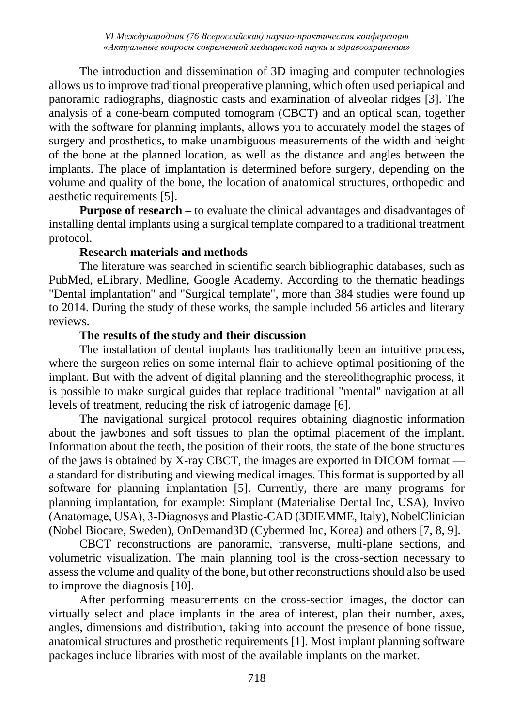The introduction and dissemination of 3D imaging and computer technologies allows us to improve traditional preoperative planning, which often used periapical and panoramic radiographs, diagnostic casts and examination of alveolar ridges [3]. The analysis of a cone-beam computed tomogram (CBCT) and an optical scan, together with the software for planning implants, allows you to accurately model the stages of surgery and prosthetics, to make unambiguous measurements of the width and height of the bone at the planned location, as well as the distance and angles between the implants. The place of implantation is determined before surgery, depending on the volume and quality of the bone, the location of anatomical structures, orthopedic and aesthetic requirements [5].

**Purpose of research –** to evaluate the clinical advantages and disadvantages of installing dental implants using a surgical template compared to a traditional treatment protocol.

**Research materials and methods**

The literature was searched in scientific search bibliographic databases, such as PubMed, eLibrary, Medline, Google Academy. According to the thematic headings "Dental implantation" and "Surgical template", more than 384 studies were found up to 2014. During the study of these works, the sample included 56 articles and literary reviews.

**The results of the study and their discussion**

The installation of dental implants has traditionally been an intuitive process, where the surgeon relies on some internal flair to achieve optimal positioning of the implant. But with the advent of digital planning and the stereolithographic process, it is possible to make surgical guides that replace traditional "mental" navigation at all levels of treatment, reducing the risk of iatrogenic damage [6].

The navigational surgical protocol requires obtaining diagnostic information about the jawbones and soft tissues to plan the optimal placement of the implant. Information about the teeth, the position of their roots, the state of the bone structures of the jaws is obtained by X-ray CBCT, the images are exported in DICOM format — a standard for distributing and viewing medical images. This format is supported by all software for planning implantation [5]. Currently, there are many programs for planning implantation, for example: Simplant (Materialise Dental Inc, USA), Invivo (Anatomage, USA), 3-Diagnosys and Plastic-CAD (3DIEMME, Italy), NobelClinician (Nobel Biocare, Sweden), OnDemand3D (Cybermed Inc, Korea) and others [7, 8, 9].

CBCT reconstructions are panoramic, transverse, multi-plane sections, and volumetric visualization. The main planning tool is the cross-section necessary to assess the volume and quality of the bone, but other reconstructions should also be used to improve the diagnosis [10].

After performing measurements on the cross-section images, the doctor can virtually select and place implants in the area of interest, plan their number, axes, angles, dimensions and distribution, taking into account the presence of bone tissue, anatomical structures and prosthetic requirements [1]. Most implant planning software packages include libraries with most of the available implants on the market.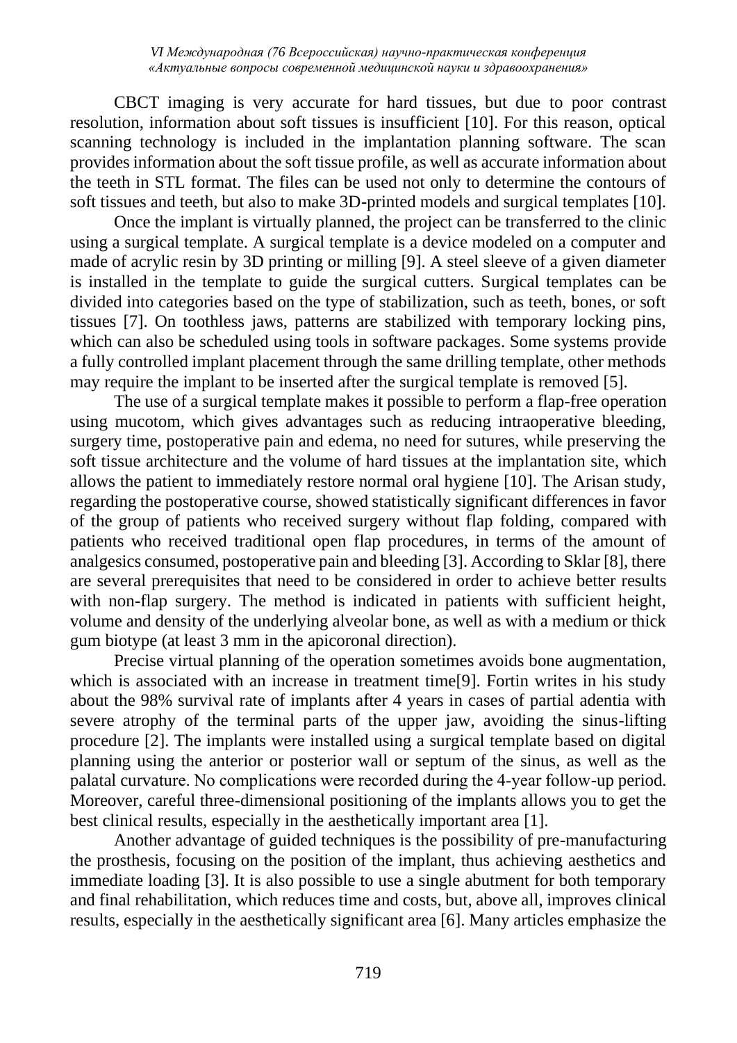CBCT imaging is very accurate for hard tissues, but due to poor contrast resolution, information about soft tissues is insufficient [10]. For this reason, optical scanning technology is included in the implantation planning software. The scan provides information about the soft tissue profile, as well as accurate information about the teeth in STL format. The files can be used not only to determine the contours of soft tissues and teeth, but also to make 3D-printed models and surgical templates [10].

Once the implant is virtually planned, the project can be transferred to the clinic using a surgical template. A surgical template is a device modeled on a computer and made of acrylic resin by 3D printing or milling [9]. A steel sleeve of a given diameter is installed in the template to guide the surgical cutters. Surgical templates can be divided into categories based on the type of stabilization, such as teeth, bones, or soft tissues [7]. On toothless jaws, patterns are stabilized with temporary locking pins, which can also be scheduled using tools in software packages. Some systems provide a fully controlled implant placement through the same drilling template, other methods may require the implant to be inserted after the surgical template is removed [5].

The use of a surgical template makes it possible to perform a flap-free operation using mucotom, which gives advantages such as reducing intraoperative bleeding, surgery time, postoperative pain and edema, no need for sutures, while preserving the soft tissue architecture and the volume of hard tissues at the implantation site, which allows the patient to immediately restore normal oral hygiene [10]. The Arisan study, regarding the postoperative course, showed statistically significant differences in favor of the group of patients who received surgery without flap folding, compared with patients who received traditional open flap procedures, in terms of the amount of analgesics consumed, postoperative pain and bleeding [3]. According to Sklar [8], there are several prerequisites that need to be considered in order to achieve better results with non-flap surgery. The method is indicated in patients with sufficient height, volume and density of the underlying alveolar bone, as well as with a medium or thick gum biotype (at least 3 mm in the apicoronal direction).

Precise virtual planning of the operation sometimes avoids bone augmentation, which is associated with an increase in treatment time[9]. Fortin writes in his study about the 98% survival rate of implants after 4 years in cases of partial adentia with severe atrophy of the terminal parts of the upper jaw, avoiding the sinus-lifting procedure [2]. The implants were installed using a surgical template based on digital planning using the anterior or posterior wall or septum of the sinus, as well as the palatal curvature. No complications were recorded during the 4-year follow-up period. Moreover, careful three-dimensional positioning of the implants allows you to get the best clinical results, especially in the aesthetically important area [1].

Another advantage of guided techniques is the possibility of pre-manufacturing the prosthesis, focusing on the position of the implant, thus achieving aesthetics and immediate loading [3]. It is also possible to use a single abutment for both temporary and final rehabilitation, which reduces time and costs, but, above all, improves clinical results, especially in the aesthetically significant area [6]. Many articles emphasize the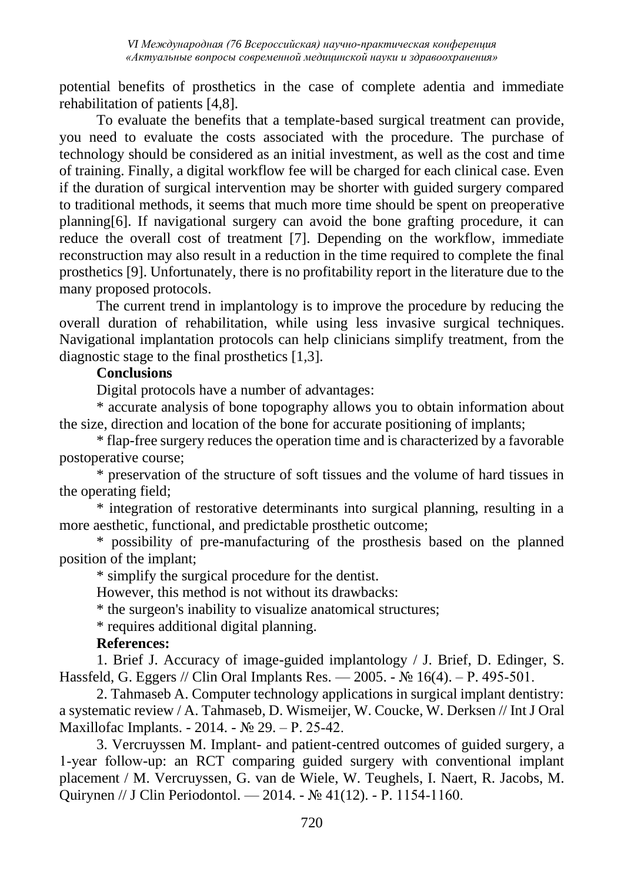potential benefits of prosthetics in the case of complete adentia and immediate rehabilitation of patients [4,8].

To evaluate the benefits that a template-based surgical treatment can provide, you need to evaluate the costs associated with the procedure. The purchase of technology should be considered as an initial investment, as well as the cost and time of training. Finally, a digital workflow fee will be charged for each clinical case. Even if the duration of surgical intervention may be shorter with guided surgery compared to traditional methods, it seems that much more time should be spent on preoperative planning[6]. If navigational surgery can avoid the bone grafting procedure, it can reduce the overall cost of treatment [7]. Depending on the workflow, immediate reconstruction may also result in a reduction in the time required to complete the final prosthetics [9]. Unfortunately, there is no profitability report in the literature due to the many proposed protocols.

The current trend in implantology is to improve the procedure by reducing the overall duration of rehabilitation, while using less invasive surgical techniques. Navigational implantation protocols can help clinicians simplify treatment, from the diagnostic stage to the final prosthetics [1,3].

**Conclusions**

Digital protocols have a number of advantages:

* accurate analysis of bone topography allows you to obtain information about the size, direction and location of the bone for accurate positioning of implants;

* flap-free surgery reduces the operation time and is characterized by a favorable postoperative course;

* preservation of the structure of soft tissues and the volume of hard tissues in the operating field;

* integration of restorative determinants into surgical planning, resulting in a more aesthetic, functional, and predictable prosthetic outcome;

* possibility of pre-manufacturing of the prosthesis based on the planned position of the implant;

* simplify the surgical procedure for the dentist.

However, this method is not without its drawbacks:

* the surgeon's inability to visualize anatomical structures;

* requires additional digital planning.

**References:**

1. Brief J. Accuracy of image-guided implantology / J. Brief, D. Edinger, S. Hassfeld, G. Eggers // Clin Oral Implants Res. — 2005. - № 16(4). – P. 495-501.

2. Tahmaseb A. Computer technology applications in surgical implant dentistry: a systematic review / A. Tahmaseb, D. Wismeijer, W. Coucke, W. Derksen // Int J Oral Maxillofac Implants. - 2014. - № 29. – P. 25-42.

3. Vercruyssen M. Implant- and patient-centred outcomes of guided surgery, a 1-year follow-up: an RCT comparing guided surgery with conventional implant placement / M. Vercruyssen, G. van de Wiele, W. Teughels, I. Naert, R. Jacobs, M. Quirynen // J Clin Periodontol. — 2014. - № 41(12). - P. 1154-1160.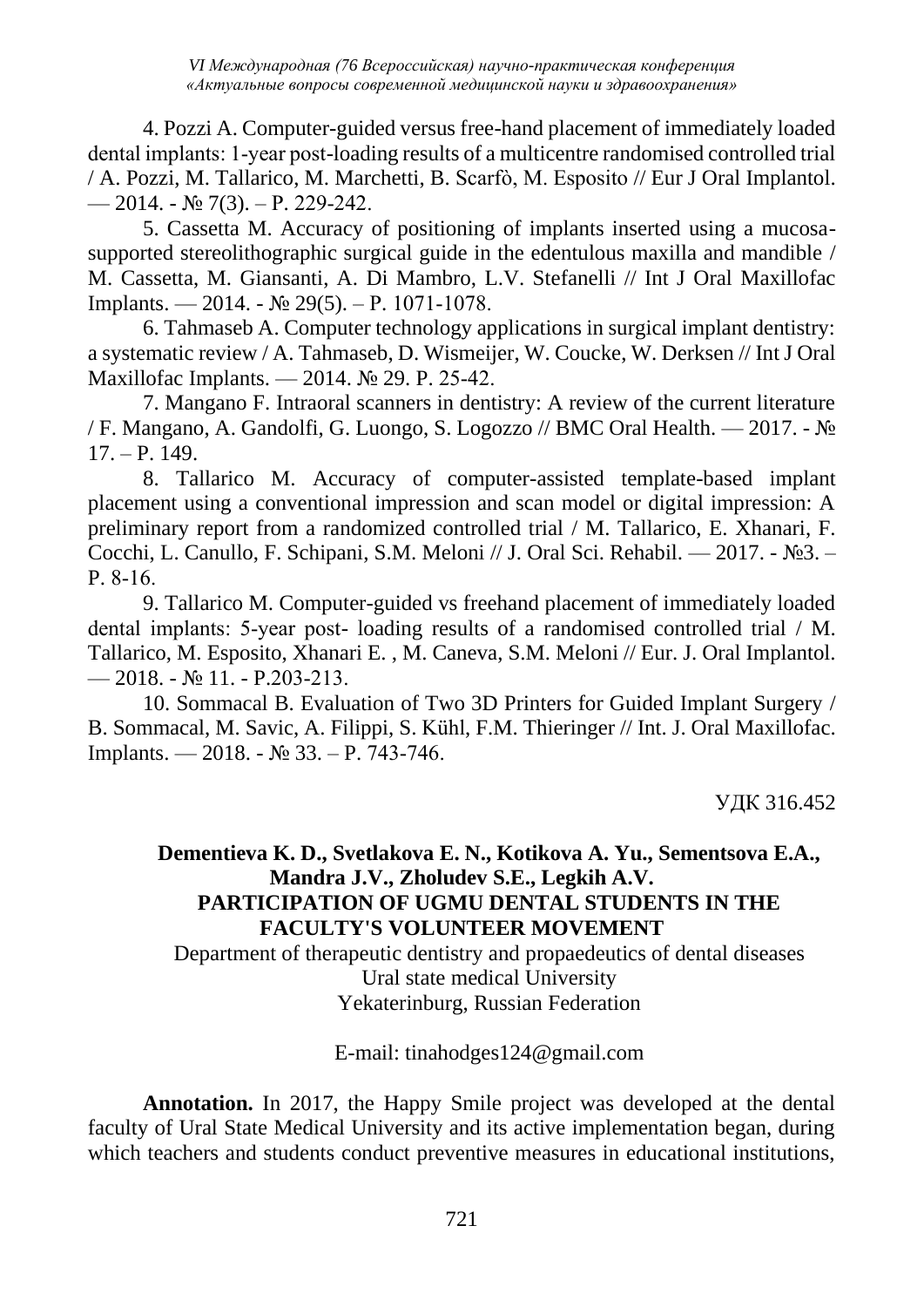4. Pozzi A. Computer-guided versus free-hand placement of immediately loaded dental implants: 1-year post-loading results of a multicentre randomised controlled trial / A. Pozzi, M. Tallarico, M. Marchetti, B. Scarfò, M. Esposito // Eur J Oral Implantol. — 2014. - № 7(3). – P. 229-242.

5. Cassetta M. Accuracy of positioning of implants inserted using a mucosa-supported stereolithographic surgical guide in the edentulous maxilla and mandible / M. Cassetta, M. Giansanti, A. Di Mambro, L.V. Stefanelli // Int J Oral Maxillofac Implants. — 2014. - № 29(5). – P. 1071-1078.

6. Tahmaseb A. Computer technology applications in surgical implant dentistry: a systematic review / A. Tahmaseb, D. Wismeijer, W. Coucke, W. Derksen // Int J Oral Maxillofac Implants. — 2014. № 29. P. 25-42.

7. Mangano F. Intraoral scanners in dentistry: A review of the current literature / F. Mangano, A. Gandolfi, G. Luongo, S. Logozzo // BMC Oral Health. — 2017. - № 17. – P. 149.

8. Tallarico M. Accuracy of computer-assisted template-based implant placement using a conventional impression and scan model or digital impression: A preliminary report from a randomized controlled trial / M. Tallarico, E. Xhanari, F. Cocchi, L. Canullo, F. Schipani, S.M. Meloni // J. Oral Sci. Rehabil. — 2017. - №3. – P. 8-16.

9. Tallarico M. Computer-guided vs freehand placement of immediately loaded dental implants: 5-year post- loading results of a randomised controlled trial / M. Tallarico, M. Esposito, Xhanari E. , M. Caneva, S.M. Meloni // Eur. J. Oral Implantol. — 2018. - № 11. - P.203-213.

10. Sommacal B. Evaluation of Two 3D Printers for Guided Implant Surgery / B. Sommacal, M. Savic, A. Filippi, S. Kühl, F.M. Thieringer // Int. J. Oral Maxillofac. Implants. — 2018. - № 33. – P. 743-746.

УДК 316.452

**Dementieva K. D., Svetlakova E. N., Kotikova A. Yu., Sementsova E.A., Mandra J.V., Zholudev S.E., Legkih A.V.**

## PARTICIPATION OF UGMU DENTAL STUDENTS IN THE FACULTY'S VOLUNTEER MOVEMENT

Department of therapeutic dentistry and propaedeutics of dental diseases
Ural state medical University
Yekaterinburg, Russian Federation

E-mail: tinahodges124@gmail.com

**Annotation.** In 2017, the Happy Smile project was developed at the dental faculty of Ural State Medical University and its active implementation began, during which teachers and students conduct preventive measures in educational institutions,